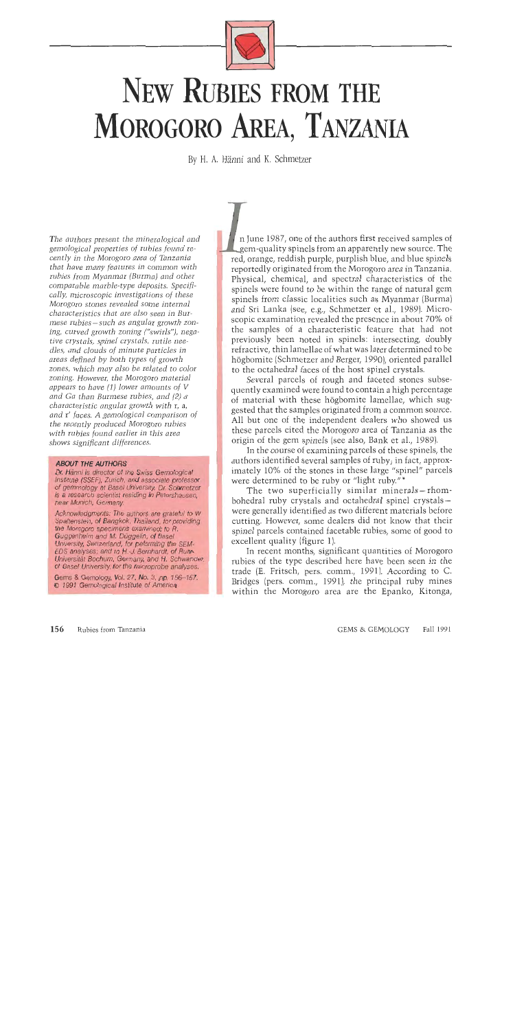# NEW RUBIES FROM THE MOROGORO AREA, TANZANIA

By H. A. Hänni and K. Schmetzer

*The authors present the mineralogical and gemological properties of rubies found recently in the Morogoro area of Tanzania that have many features in common with rubies from Myanmar (Burma) and other comparable marble-type deposits. Specifically, microscopic investigations of these Morogoro stones revealed some internal characteristics that are also seen in Burmese rubies—such as angular growth zoning, curved growth zoning ("swirls"), negative crystals, spinel crystals, rutile needles, and clouds of minute particles in areas defined by both types of growth zones, which may also be related to color zoning. However, the Morogoro material appears to have (1) lower amounts of V and Ga than Burmese rubies, and (2) a characteristic angular growth with r, a, and r' faces. A gemological comparison of the recently produced Morogoro rubies with rubies found earlier in this area shows significant differences.*

### ABOUT THE AUTHORS

Dr. Hänni is director of the Swiss Gemmological Institute (SSEF), Zurich, and associate professor of gemmology at Basel University. Dr. Schmetzer is a research scientist residing in Petershausen, near Munich, Germany.

Acknowledgments: The authors are grateful to W. Spaltenstein, of Bangkok, Thailand, for providing the Morogoro specimens examined; to R. Guggenheim and M. Düggelin, of Basel University, Switzerland, for performing the SEM-EDS analyses; and to H.-J. Bernhardt, of Ruhr-Universität Bochum, Germany, and H. Schwander, of Basel University, for the microprobe analyses.

Gems & Gemology, Vol. 27, No. 3, pp. 156–167.
© 1991 Gemological Institute of America

In June 1987, one of the authors first received samples of gem-quality spinels from an apparently new source. The red, orange, reddish purple, purplish blue, and blue spinels reportedly originated from the Morogoro area in Tanzania. Physical, chemical, and spectral characteristics of the spinels were found to be within the range of natural gem spinels from classic localities such as Myanmar (Burma) and Sri Lanka (see, e.g., Schmetzer et al., 1989). Microscopic examination revealed the presence in about 70% of the samples of a characteristic feature that had not previously been noted in spinels: intersecting, doubly refractive, thin lamellae of what was later determined to be högbomite (Schmetzer and Berger, 1990), oriented parallel to the octahedral faces of the host spinel crystals.

Several parcels of rough and faceted stones subsequently examined were found to contain a high percentage of material with these högbomite lamellae, which suggested that the samples originated from a common source. All but one of the independent dealers who showed us these parcels cited the Morogoro area of Tanzania as the origin of the gem spinels (see also, Bank et al., 1989).

In the course of examining parcels of these spinels, the authors identified several samples of ruby; in fact, approximately 10% of the stones in these large "spinel" parcels were determined to be ruby or "light ruby."*

The two superficially similar minerals—rhombohedral ruby crystals and octahedral spinel crystals—were generally identified as two different materials before cutting. However, some dealers did not know that their spinel parcels contained facetable rubies, some of good to excellent quality (figure 1).

In recent months, significant quantities of Morogoro rubies of the type described here have been seen in the trade (E. Fritsch, pers. comm., 1991). According to C. Bridges (pers. comm., 1991), the principal ruby mines within the Morogoro area are the Epanko, Kitonga,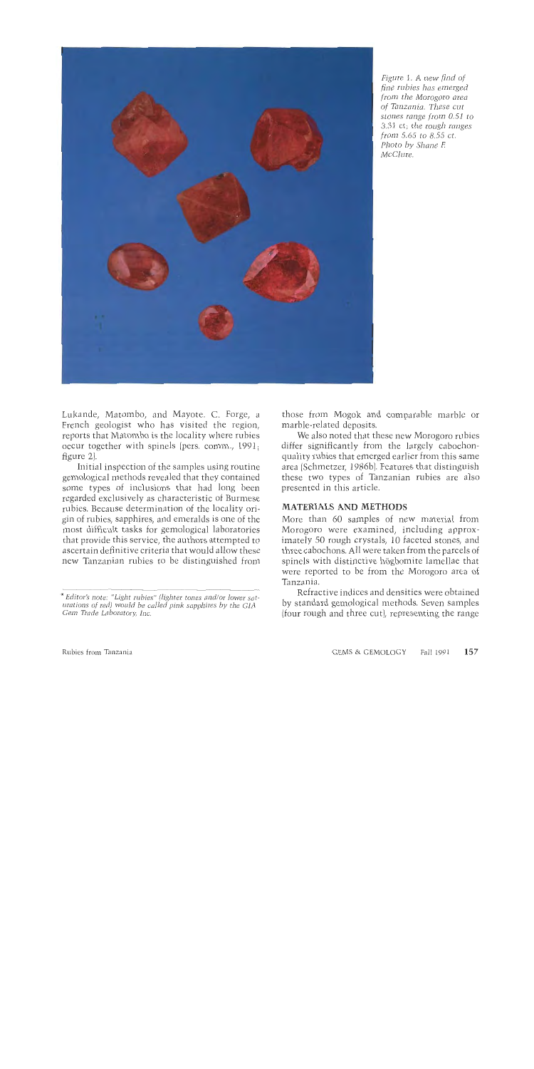*Figure 1. A new find of fine rubies has emerged from the Morogoro area of Tanzania. These cut stones range from 0.51 to 3.31 ct; the rough ranges from 5.65 to 8.55 ct. Photo by Shane F. McClure.*

Lukande, Matombo, and Mayote. C. Forge, a French geologist who has visited the region, reports that Matombo is the locality where rubies occur together with spinels (pers. comm., 1991; figure 2).

Initial inspection of the samples using routine gemological methods revealed that they contained some types of inclusions that had long been regarded exclusively as characteristic of Burmese rubies. Because determination of the locality origin of rubies, sapphires, and emeralds is one of the most difficult tasks for gemological laboratories that provide this service, the authors attempted to ascertain definitive criteria that would allow these new Tanzanian rubies to be distinguished from those from Mogok and comparable marble or marble-related deposits.

We also noted that these new Morogoro rubies differ significantly from the largely cabochon-quality rubies that emerged earlier from this same area (Schmetzer, 1986b). Features that distinguish these two types of Tanzanian rubies are also presented in this article.

## MATERIALS AND METHODS

More than 60 samples of new material from Morogoro were examined, including approximately 50 rough crystals, 10 faceted stones, and three cabochons. All were taken from the parcels of spinels with distinctive högbomite lamellae that were reported to be from the Morogoro area of Tanzania.

Refractive indices and densities were obtained by standard gemological methods. Seven samples (four rough and three cut), representing the range

* *Editor's note: "Light rubies" (lighter tones and/or lower saturations of red) would be called pink sapphires by the GIA Gem Trade Laboratory, Inc.*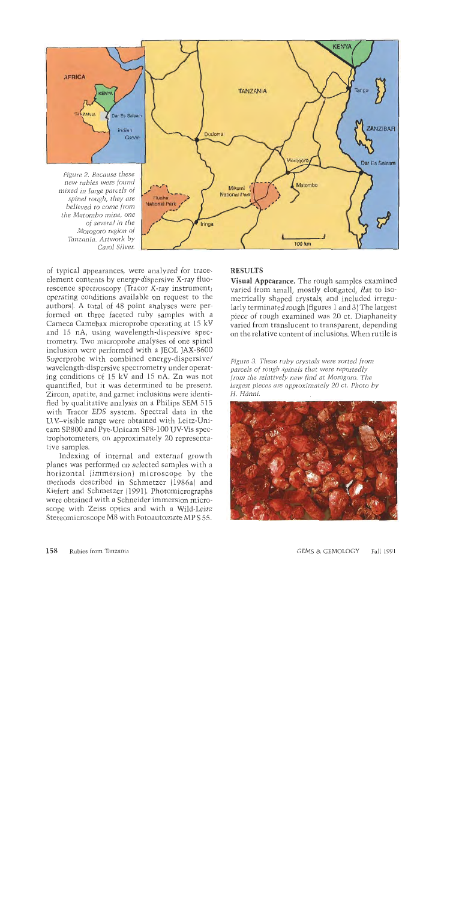Figure 2. Because these new rubies were found mixed in large parcels of spinel rough, they are believed to come from the Matombo mine, one of several in the Morogoro region of Tanzania. Artwork by Carol Silver.

of typical appearances, were analyzed for trace-element contents by energy-dispersive X-ray fluorescence spectroscopy (Tracor X-ray instrument; operating conditions available on request to the authors). A total of 48 point analyses were performed on three faceted ruby samples with a Cameca Camebax microprobe operating at 15 kV and 15 nA, using wavelength-dispersive spectrometry. Two microprobe analyses of one spinel inclusion were performed with a JEOL JAX-8600 Superprobe with combined energy-dispersive/wavelength-dispersive spectrometry under operating conditions of 15 kV and 15 nA. Zn was not quantified, but it was determined to be present. Zircon, apatite, and garnet inclusions were identified by qualitative analysis on a Philips SEM 515 with Tracor EDS system. Spectral data in the U.V.–visible range were obtained with Leitz-Unicam SP.800 and Pye-Unicam SP8-100 UV-Vis spectrophotometers, on approximately 20 representative samples.

Indexing of internal and external growth planes was performed on selected samples with a horizontal (immersion) microscope by the methods described in Schmetzer (1986a) and Kiefert and Schmetzer (1991). Photomicrographs were obtained with a Schneider immersion microscope with Zeiss optics and with a Wild-Leitz Stereomicroscope M8 with Fotoautomate MPS 55.

## RESULTS

**Visual Appearance.** The rough samples examined varied from small, mostly elongated, flat to isometrically shaped crystals, and included irregularly terminated rough (figures 1 and 3). The largest piece of rough examined was 20 ct. Diaphaneity varied from translucent to transparent, depending on the relative content of inclusions. When rutile is

Figure 3. These ruby crystals were sorted from parcels of rough spinels that were reportedly from the relatively new find at Morogoro. The largest pieces are approximately 20 ct. Photo by H. Hänni.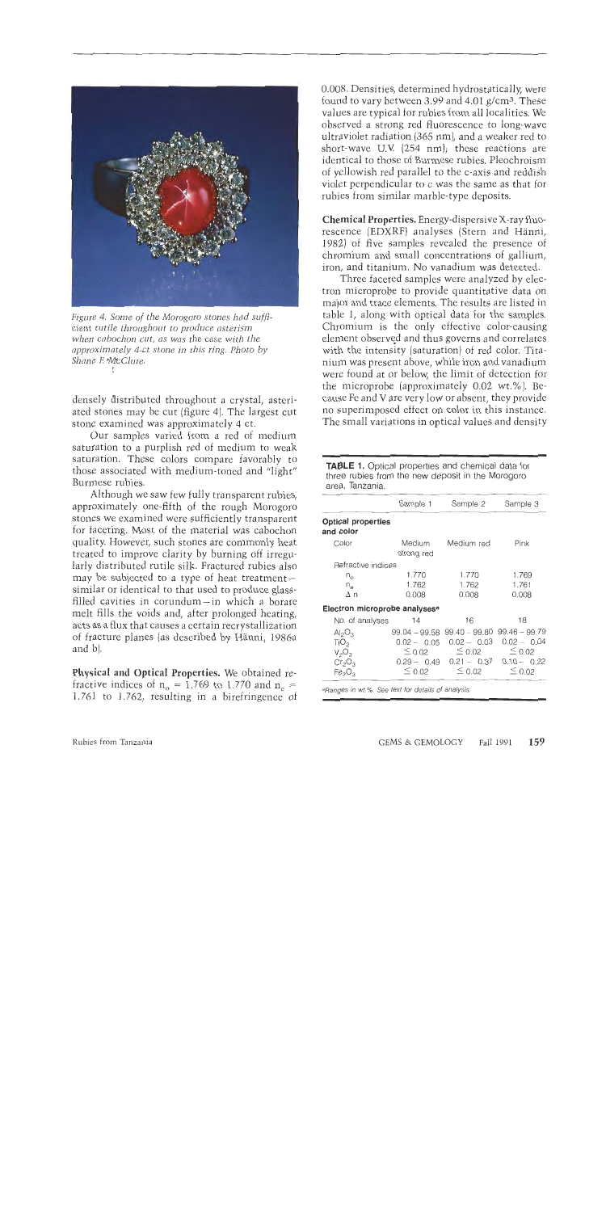Figure 4. Some of the Morogoro stones had sufficient rutile throughout to produce asterism when cabochon cut, as was the case with the approximately 4-ct stone in this ring. Photo by Shane F. McClure.

densely distributed throughout a crystal, asteriated stones may be cut (figure 4). The largest cut stone examined was approximately 4 ct.

Our samples varied from a red of medium saturation to a purplish red of medium to weak saturation. These colors compare favorably to those associated with medium-toned and "light" Burmese rubies.

Although we saw few fully transparent rubies, approximately one-fifth of the rough Morogoro stones we examined were sufficiently transparent for faceting. Most of the material was cabochon quality. However, such stones are commonly heat treated to improve clarity by burning off irregularly distributed rutile silk. Fractured rubies also may be subjected to a type of heat treatment—similar or identical to that used to produce glass-filled cavities in corundum—in which a borate melt fills the voids and, after prolonged heating, acts as a flux that causes a certain recrystallization of fracture planes (as described by Hänni, 1986a and b).

**Physical and Optical Properties.** We obtained refractive indices of $n_o$ = 1.769 to 1.770 and $n_e$ = 1.761 to 1.762, resulting in a birefringence of 0.008. Densities, determined hydrostatically, were found to vary between 3.99 and 4.01 g/cm³. These values are typical for rubies from all localities. We observed a strong red fluorescence to long-wave ultraviolet radiation (365 nm), and a weaker red to short-wave U.V. (254 nm); these reactions are identical to those of Burmese rubies. Pleochroism of yellowish red parallel to the c-axis and reddish violet perpendicular to c was the same as that for rubies from similar marble-type deposits.

**Chemical Properties.** Energy-dispersive X-ray fluorescence (EDXRF) analyses (Stern and Hänni, 1982) of five samples revealed the presence of chromium and small concentrations of gallium, iron, and titanium. No vanadium was detected.

Three faceted samples were analyzed by electron microprobe to provide quantitative data on major and trace elements. The results are listed in table 1, along with optical data for the samples. Chromium is the only effective color-causing element observed and thus governs and correlates with the intensity (saturation) of red color. Titanium was present above, while iron and vanadium were found at or below, the limit of detection for the microprobe (approximately 0.02 wt.%). Because Fe and V are very low or absent, they provide no superimposed effect on color in this instance. The small variations in optical values and density

**TABLE 1.** Optical properties and chemical data for three rubies from the new deposit in the Morogoro area, Tanzania.

| | Sample 1 | Sample 2 | Sample 3 |
|---|---|---|---|
| **Optical properties and color** | | | |
| Color | Medium strong red | Medium red | Pink |
| Refractive indices | | | |
| $n_o$ | 1.770 | 1.770 | 1.769 |
| $n_e$ | 1.762 | 1.762 | 1.761 |
| $\Delta n$ | 0.008 | 0.008 | 0.008 |
| **Electron microprobe analyses**[a] | | | |
| No. of analyses | 14 | 16 | 18 |
| $Al_2O_3$ | 99.04 – 99.58 | 99.40 – 99.80 | 99.46 – 99.79 |
| $TiO_2$ | 0.02 – 0.05 | 0.02 – 0.03 | 0.02 – 0.04 |
| $V_2O_3$ | ≤ 0.02 | ≤ 0.02 | ≤ 0.02 |
| $Cr_2O_3$ | 0.29 – 0.49 | 0.21 – 0.37 | 0.10 – 0.22 |
| $Fe_2O_3$ | ≤ 0.02 | ≤ 0.02 | ≤ 0.02 |

[a]Ranges in wt.%. See text for details of analysis.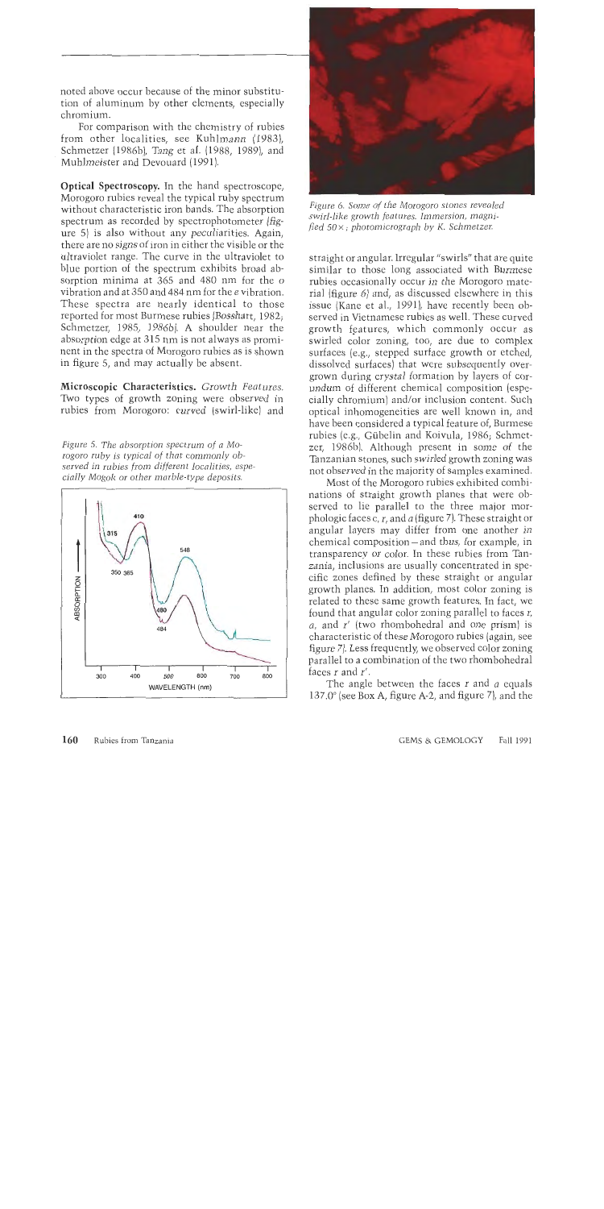noted above occur because of the minor substitution of aluminum by other elements, especially chromium.

For comparison with the chemistry of rubies from other localities, see Kuhlmann (1983), Schmetzer (1986b), Tang et al. (1988, 1989), and Muhlmeister and Devouard (1991).

**Optical Spectroscopy.** In the hand spectroscope, Morogoro rubies reveal the typical ruby spectrum without characteristic iron bands. The absorption spectrum as recorded by spectrophotometer (figure 5) is also without any peculiarities. Again, there are no signs of iron in either the visible or the ultraviolet range. The curve in the ultraviolet to blue portion of the spectrum exhibits broad absorption minima at 365 and 480 nm for the *o* vibration and at 350 and 484 nm for the *e* vibration. These spectra are nearly identical to those reported for most Burmese rubies (Bosshart, 1982; Schmetzer, 1985, 1986b). A shoulder near the absorption edge at 315 nm is not always as prominent in the spectra of Morogoro rubies as is shown in figure 5, and may actually be absent.

**Microscopic Characteristics.** *Growth Features.* Two types of growth zoning were observed in rubies from Morogoro: curved (swirl-like) and straight or angular. Irregular "swirls" that are quite similar to those long associated with Burmese rubies occasionally occur in the Morogoro material (figure 6) and, as discussed elsewhere in this issue (Kane et al., 1991), have recently been observed in Vietnamese rubies as well. These curved growth features, which commonly occur as swirled color zoning, too, are due to complex surfaces (e.g., stepped surface growth or etched, dissolved surfaces) that were subsequently overgrown during crystal formation by layers of corundum of different chemical composition (especially chromium) and/or inclusion content. Such optical inhomogeneities are well known in, and have been considered a typical feature of, Burmese rubies (e.g., Gübelin and Koivula, 1986; Schmetzer, 1986b). Although present in some of the Tanzanian stones, such swirled growth zoning was not observed in the majority of samples examined.

Figure 5. The absorption spectrum of a Morogoro ruby is typical of that commonly observed in rubies from different localities, especially Mogok or other marble-type deposits.

Figure 6. Some of the Morogoro stones revealed swirl-like growth features. Immersion, magnified 50×; photomicrograph by K. Schmetzer.

Most of the Morogoro rubies exhibited combinations of straight growth planes that were observed to lie parallel to the three major morphologic faces *c*, *r*, and *a* (figure 7). These straight or angular layers may differ from one another in chemical composition—and thus, for example, in transparency or color. In these rubies from Tanzania, inclusions are usually concentrated in specific zones defined by these straight or angular growth planes. In addition, most color zoning is related to these same growth features. In fact, we found that angular color zoning parallel to faces *r*, *a*, and *r'* (two rhombohedral and one prism) is characteristic of these Morogoro rubies (again, see figure 7). Less frequently, we observed color zoning parallel to a combination of the two rhombohedral faces *r* and *r'*.

The angle between the faces *r* and *a* equals 137.0° (see Box A, figure A-2, and figure 7), and the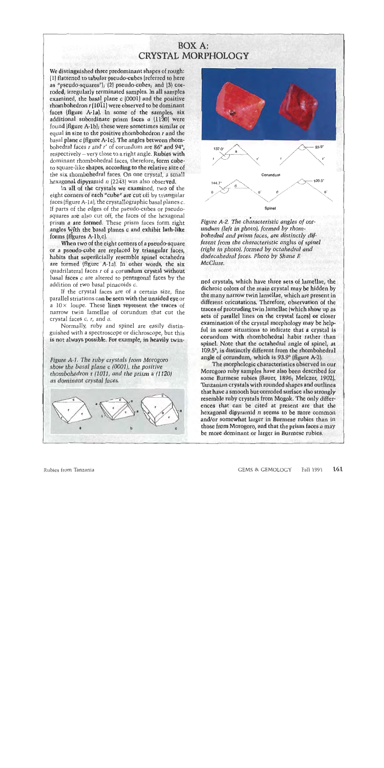# BOX A: CRYSTAL MORPHOLOGY

We distinguished three predominant shapes of rough: (1) flattened to tabular pseudo-cubes (referred to here as "pseudo-squares"); (2) pseudo-cubes; and (3) corroded, irregularly terminated samples. In all samples examined, the basal plane c (0001) and the positive rhombohedron r (10$\bar{1}$1) were observed to be dominant faces (figure A-1a). In some of the samples, six additional subordinate prism faces a (11$\bar{2}$0) were found (figure A-1b); these were sometimes similar or equal in size to the positive rhombohedron r and the basal plane c (figure A-1c). The angles between rhombohedral faces r and r′ of corundum are 86° and 94°, respectively—very close to a right angle. Rubies with dominant rhombohedral faces, therefore, form cube- to square-like shapes, according to the relative size of the six rhombohedral faces. On one crystal, a small hexagonal dipyramid n (22$\bar{4}$3) was also observed.

In all of the crystals we examined, two of the eight corners of each "cube" are cut off by triangular faces (figure A-1a), the crystallographic basal planes c. If parts of the edges of the pseudo-cubes or pseudo-squares are also cut off, the faces of the hexagonal prism a are formed. These prism faces form right angles with the basal planes c and exhibit lath-like forms (figures A-1b,c).

When two of the eight corners of a pseudo-square or a pseudo-cube are replaced by triangular faces, habits that superficially resemble spinel octahedra are formed (figure A-1a). In other words, the six quadrilateral faces r of a corundum crystal without basal faces c are altered to pentagonal faces by the addition of two basal pinacoids c.

If the crystal faces are of a certain size, fine parallel striations can be seen with the unaided eye or a 10× loupe. These lines represent the traces of narrow twin lamellae of corundum that cut the crystal faces c, r, and a.

Normally, ruby and spinel are easily distinguished with a spectroscope or dichroscope, but this is not always possible. For example, in heavily twinned crystals, which have three sets of lamellae, the dichroic colors of the main crystal may be hidden by the many narrow twin lamellae, which are present in different orientations. Therefore, observation of the traces of protruding twin lamellae (which show up as sets of parallel lines on the crystal faces) or closer examination of the crystal morphology may be helpful in some situations to indicate that a crystal is corundum with rhombohedral habit rather than spinel. Note that the octahedral angle of spinel, at 109.5°, is distinctly different from the rhombohedral angle of corundum, which is 93.9° (figure A-2).

The morphologic characteristics observed in our Morogoro ruby samples have also been described for some Burmese rubies (Bauer, 1896; Melczer, 1902). Tanzanian crystals with rounded shapes and outlines that have a smooth but corroded surface also strongly resemble ruby crystals from Mogok. The only differences that can be cited at present are that the hexagonal dipyramid n seems to be more common and/or somewhat larger in Burmese rubies than in those from Morogoro, and that the prism faces a may be more dominant or larger in Burmese rubies.

*Figure A-1. The ruby crystals from Morogoro show the basal plane c (0001), the positive rhombohedron r (10$\bar{1}$1), and the prism a (11$\bar{2}$0) as dominant crystal faces.*

*Figure A-2. The characteristic angles of corundum (left in photo), formed by rhombohedral and prism faces, are distinctly different from the characteristic angles of spinel (right in photo), formed by octahedral and dodecahedral faces. Photo by Shane F. McClure.*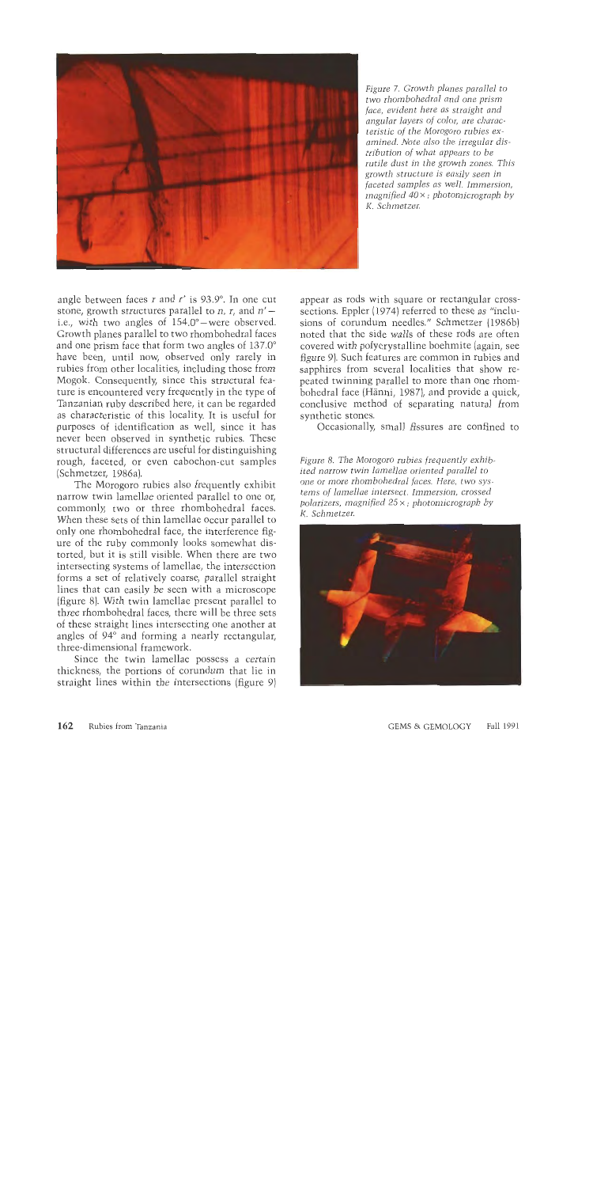Figure 7. Growth planes parallel to two rhombohedral and one prism face, evident here as straight and angular layers of color, are characteristic of the Morogoro rubies examined. Note also the irregular distribution of what appears to be rutile dust in the growth zones. This growth structure is easily seen in faceted samples as well. Immersion, magnified 40×; photomicrograph by K. Schmetzer.

angle between faces *r* and *r'* is 93.9°. In one cut stone, growth structures parallel to *n*, *r*, and *n'*—i.e., with two angles of 154.0°—were observed. Growth planes parallel to two rhombohedral faces and one prism face that form two angles of 137.0° have been, until now, observed only rarely in rubies from other localities, including those from Mogok. Consequently, since this structural feature is encountered very frequently in the type of Tanzanian ruby described here, it can be regarded as characteristic of this locality. It is useful for purposes of identification as well, since it has never been observed in synthetic rubies. These structural differences are useful for distinguishing rough, faceted, or even cabochon-cut samples (Schmetzer, 1986a).

The Morogoro rubies also frequently exhibit narrow twin lamellae oriented parallel to one or, commonly, two or three rhombohedral faces. When these sets of thin lamellae occur parallel to only one rhombohedral face, the interference figure of the ruby commonly looks somewhat distorted, but it is still visible. When there are two intersecting systems of lamellae, the intersection forms a set of relatively coarse, parallel straight lines that can easily be seen with a microscope (figure 8). With twin lamellae present parallel to three rhombohedral faces, there will be three sets of these straight lines intersecting one another at angles of 94° and forming a nearly rectangular, three-dimensional framework.

Since the twin lamellae possess a certain thickness, the portions of corundum that lie in straight lines within the intersections (figure 9) appear as rods with square or rectangular cross-sections. Eppler (1974) referred to these as "inclusions of corundum needles." Schmetzer (1986b) noted that the side walls of these rods are often covered with polycrystalline boehmite (again, see figure 9). Such features are common in rubies and sapphires from several localities that show repeated twinning parallel to more than one rhombohedral face (Hänni, 1987), and provide a quick, conclusive method of separating natural from synthetic stones.

Occasionally, small fissures are confined to

Figure 8. The Morogoro rubies frequently exhibited narrow twin lamellae oriented parallel to one or more rhombohedral faces. Here, two systems of lamellae intersect. Immersion, crossed polarizers, magnified 25×; photomicrograph by K. Schmetzer.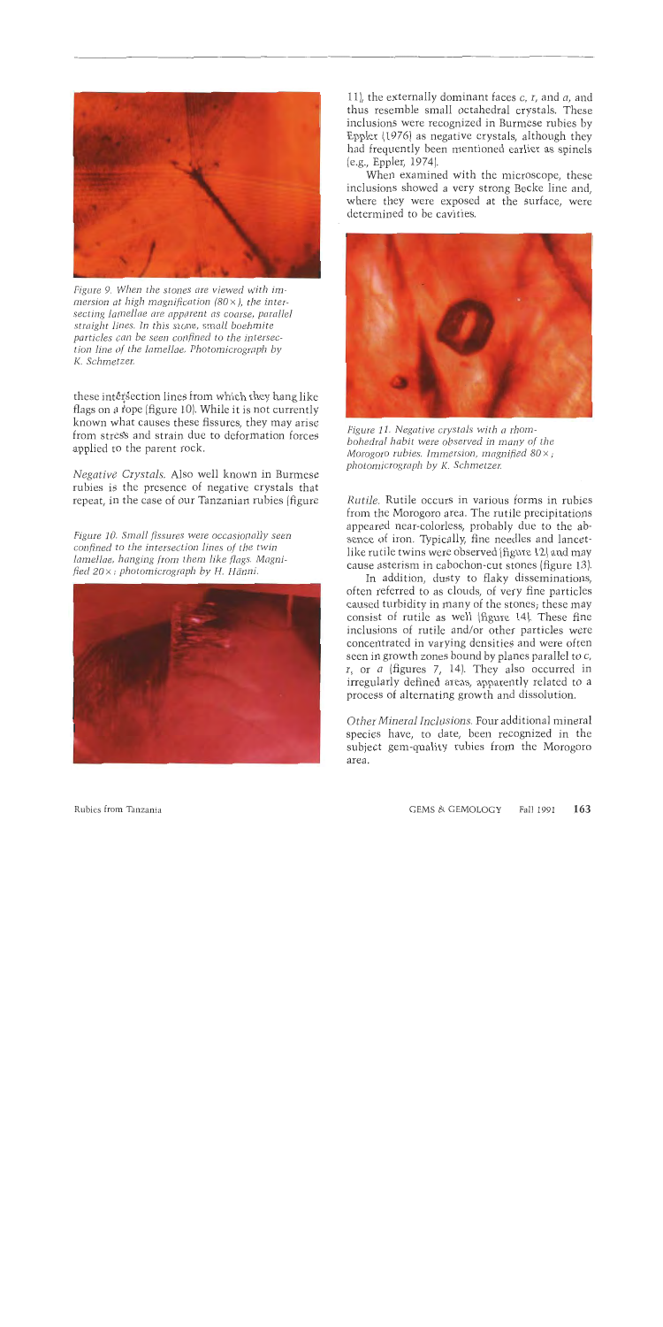Figure 9. When the stones are viewed with immersion at high magnification (80×), the intersecting lamellae are apparent as coarse, parallel straight lines. In this stone, small boehmite particles can be seen confined to the intersection line of the lamellae. Photomicrograph by K. Schmetzer.

these intersection lines from which they hang like flags on a rope (figure 10). While it is not currently known what causes these fissures, they may arise from stress and strain due to deformation forces applied to the parent rock.

*Negative Crystals.* Also well known in Burmese rubies is the presence of negative crystals that repeat, in the case of our Tanzanian rubies (figure 11), the externally dominant faces *c*, *r*, and *a*, and thus resemble small octahedral crystals. These inclusions were recognized in Burmese rubies by Eppler (1976) as negative crystals, although they had frequently been mentioned earlier as spinels (e.g., Eppler, 1974).

Figure 10. Small fissures were occasionally seen confined to the intersection lines of the twin lamellae, hanging from them like flags. Magnified 20×; photomicrograph by H. Hänni.

When examined with the microscope, these inclusions showed a very strong Becke line and, where they were exposed at the surface, were determined to be cavities.

Figure 11. Negative crystals with a rhombohedral habit were observed in many of the Morogoro rubies. Immersion, magnified 80×; photomicrograph by K. Schmetzer.

*Rutile.* Rutile occurs in various forms in rubies from the Morogoro area. The rutile precipitations appeared near-colorless, probably due to the absence of iron. Typically, fine needles and lancet-like rutile twins were observed (figure 12) and may cause asterism in cabochon-cut stones (figure 13).

In addition, dusty to flaky disseminations, often referred to as clouds, of very fine particles caused turbidity in many of the stones; these may consist of rutile as well (figure 14). These fine inclusions of rutile and/or other particles were concentrated in varying densities and were often seen in growth zones bound by planes parallel to *c*, *r*, or *a* (figures 7, 14). They also occurred in irregularly defined areas, apparently related to a process of alternating growth and dissolution.

*Other Mineral Inclusions.* Four additional mineral species have, to date, been recognized in the subject gem-quality rubies from the Morogoro area.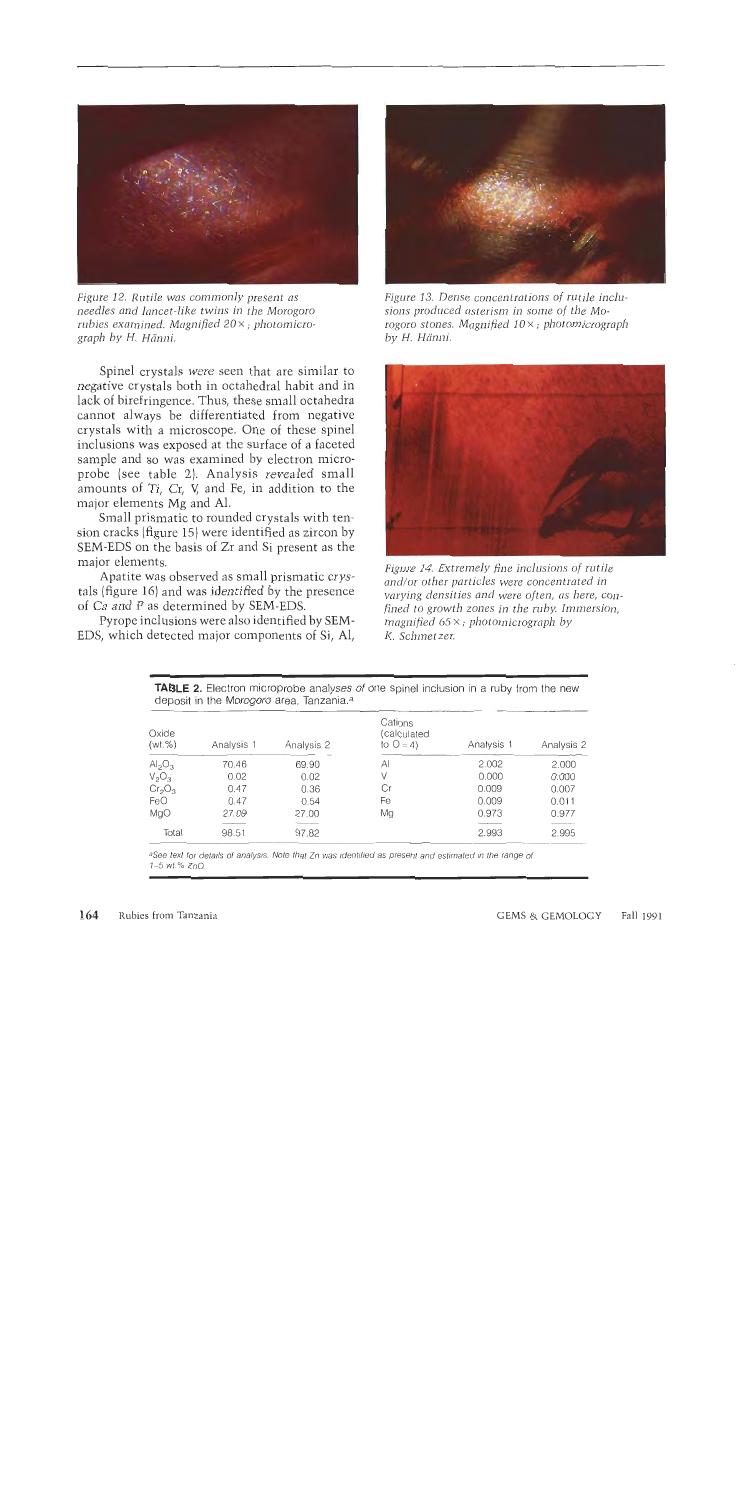*Figure 12. Rutile was commonly present as needles and lancet-like twins in the Morogoro rubies examined. Magnified 20×; photomicrograph by H. Hänni.*

*Figure 13. Dense concentrations of rutile inclusions produced asterism in some of the Morogoro stones. Magnified 10×; photomicrograph by H. Hänni.*

*Figure 14. Extremely fine inclusions of rutile and/or other particles were concentrated in varying densities and were often, as here, confined to growth zones in the ruby. Immersion, magnified 65×; photomicrograph by K. Schmetzer.*

Spinel crystals were seen that are similar to negative crystals both in octahedral habit and in lack of birefringence. Thus, these small octahedra cannot always be differentiated from negative crystals with a microscope. One of these spinel inclusions was exposed at the surface of a faceted sample and so was examined by electron microprobe (see table 2). Analysis revealed small amounts of Ti, Cr, V, and Fe, in addition to the major elements Mg and Al.

Small prismatic to rounded crystals with tension cracks (figure 15) were identified as zircon by SEM-EDS on the basis of Zr and Si present as the major elements.

Apatite was observed as small prismatic crystals (figure 16) and was identified by the presence of Ca and P as determined by SEM-EDS.

Pyrope inclusions were also identified by SEM-EDS, which detected major components of Si, Al,

**TABLE 2.** Electron microprobe analyses of one spinel inclusion in a ruby from the new deposit in the Morogoro area, Tanzania.[a]

| Oxide (wt.%) | Analysis 1 | Analysis 2 | Cations (calculated to O = 4) | Analysis 1 | Analysis 2 |
|---|---|---|---|---|---|
| $Al_2O_3$ | 70.46 | 69.90 | Al | 2.002 | 2.000 |
| $V_2O_3$ | 0.02 | 0.02 | V | 0.000 | 0.000 |
| $Cr_2O_3$ | 0.47 | 0.36 | Cr | 0.009 | 0.007 |
| FeO | 0.47 | 0.54 | Fe | 0.009 | 0.011 |
| MgO | 27.09 | 27.00 | Mg | 0.973 | 0.977 |
| Total | 98.51 | 97.82 | | 2.993 | 2.995 |

[a]See text for details of analysis. Note that Zn was identified as present and estimated in the range of 1–5 wt.% ZnO.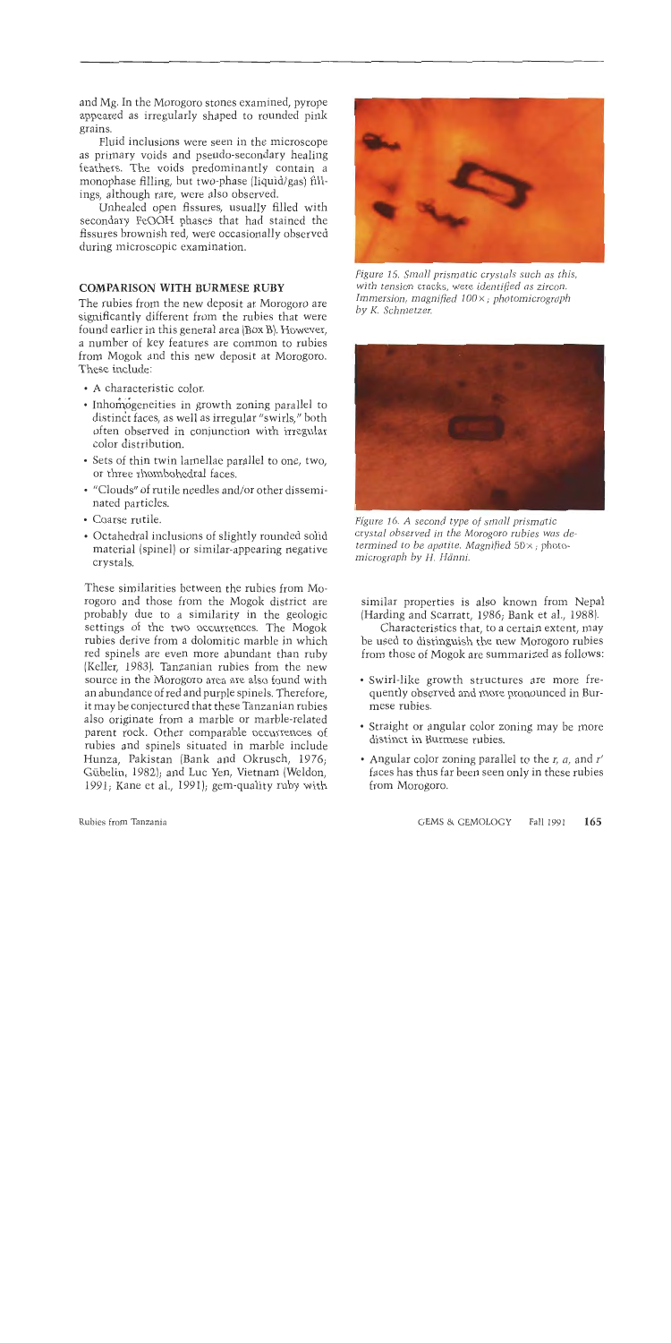and Mg. In the Morogoro stones examined, pyrope appeared as irregularly shaped to rounded pink grains.

Fluid inclusions were seen in the microscope as primary voids and pseudo-secondary healing feathers. The voids predominantly contain a monophase filling, but two-phase (liquid/gas) fillings, although rare, were also observed.

Unhealed open fissures, usually filled with secondary FeOOH phases that had stained the fissures brownish red, were occasionally observed during microscopic examination.

## COMPARISON WITH BURMESE RUBY

The rubies from the new deposit at Morogoro are significantly different from the rubies that were found earlier in this general area (Box B). However, a number of key features are common to rubies from Mogok and this new deposit at Morogoro. These include:

- A characteristic color.
- Inhomogeneities in growth zoning parallel to distinct faces, as well as irregular "swirls," both often observed in conjunction with irregular color distribution.
- Sets of thin twin lamellae parallel to one, two, or three rhombohedral faces.
- "Clouds" of rutile needles and/or other disseminated particles.
- Coarse rutile.
- Octahedral inclusions of slightly rounded solid material (spinel) or similar-appearing negative crystals.

These similarities between the rubies from Morogoro and those from the Mogok district are probably due to a similarity in the geologic settings of the two occurrences. The Mogok rubies derive from a dolomitic marble in which red spinels are even more abundant than ruby (Keller, 1983). Tanzanian rubies from the new source in the Morogoro area are also found with an abundance of red and purple spinels. Therefore, it may be conjectured that these Tanzanian rubies also originate from a marble or marble-related parent rock. Other comparable occurrences of rubies and spinels situated in marble include Hunza, Pakistan (Bank and Okrusch, 1976; Gübelin, 1982); and Luc Yen, Vietnam (Weldon, 1991; Kane et al., 1991); gem-quality ruby with similar properties is also known from Nepal (Harding and Scarratt, 1986; Bank et al., 1988).

Figure 15. Small prismatic crystals such as this, with tension cracks, were identified as zircon. Immersion, magnified 100×; photomicrograph by K. Schmetzer.

Figure 16. A second type of small prismatic crystal observed in the Morogoro rubies was determined to be apatite. Magnified 50×; photomicrograph by H. Hänni.

Characteristics that, to a certain extent, may be used to distinguish the new Morogoro rubies from those of Mogok are summarized as follows:

- Swirl-like growth structures are more frequently observed and more pronounced in Burmese rubies.
- Straight or angular color zoning may be more distinct in Burmese rubies.
- Angular color zoning parallel to the *r*, *a*, and *r'* faces has thus far been seen only in these rubies from Morogoro.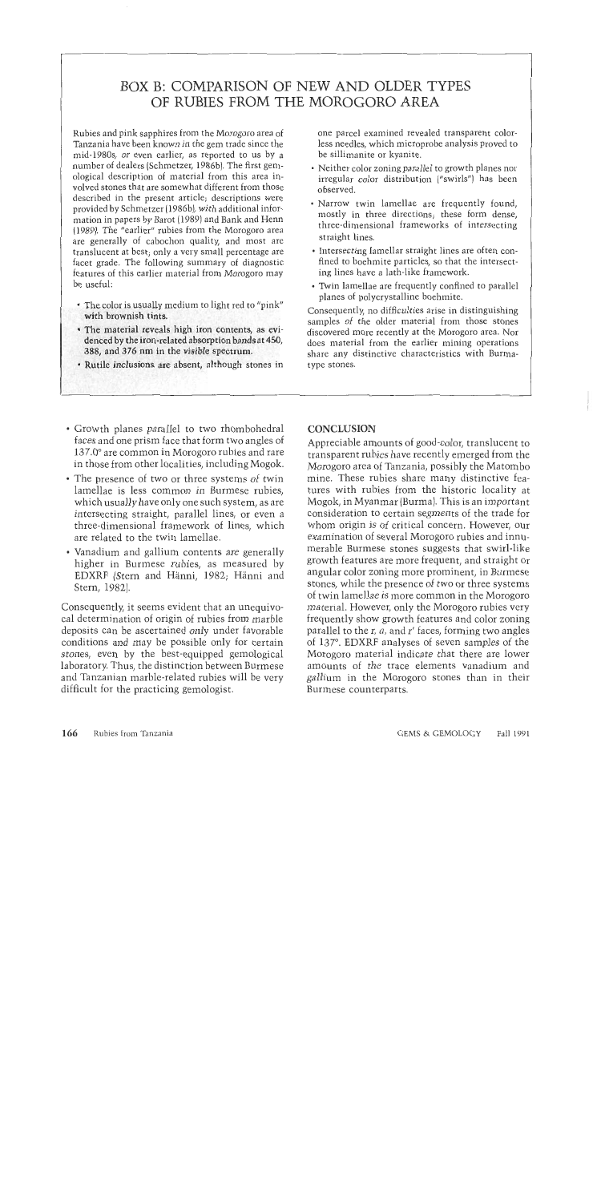## BOX B: COMPARISON OF NEW AND OLDER TYPES OF RUBIES FROM THE MOROGORO AREA

Rubies and pink sapphires from the Morogoro area of Tanzania have been known in the gem trade since the mid-1980s, or even earlier, as reported to us by a number of dealers (Schmetzer, 1986b). The first gemological description of material from this area involved stones that are somewhat different from those described in the present article; descriptions were provided by Schmetzer (1986b), with additional information in papers by Barot (1989) and Bank and Henn (1989). The "earlier" rubies from the Morogoro area are generally of cabochon quality, and most are translucent at best; only a very small percentage are facet grade. The following summary of diagnostic features of this earlier material from Morogoro may be useful:

- The color is usually medium to light red to "pink" with brownish tints.
- The material reveals high iron contents, as evidenced by the iron-related absorption bands at 450, 388, and 376 nm in the visible spectrum.
- Rutile inclusions are absent, although stones in one parcel examined revealed transparent colorless needles, which microprobe analysis proved to be sillimanite or kyanite.
- Neither color zoning parallel to growth planes nor irregular color distribution ("swirls") has been observed.
- Narrow twin lamellae are frequently found, mostly in three directions; these form dense, three-dimensional frameworks of intersecting straight lines.
- Intersecting lamellar straight lines are often confined to boehmite particles, so that the intersecting lines have a lath-like framework.
- Twin lamellae are frequently confined to parallel planes of polycrystalline boehmite.

Consequently, no difficulties arise in distinguishing samples of the older material from those stones discovered more recently at the Morogoro area. Nor does material from the earlier mining operations share any distinctive characteristics with Burma-type stones.

- Growth planes parallel to two rhombohedral faces and one prism face that form two angles of 137.0° are common in Morogoro rubies and rare in those from other localities, including Mogok.
- The presence of two or three systems of twin lamellae is less common in Burmese rubies, which usually have only one such system, as are intersecting straight, parallel lines, or even a three-dimensional framework of lines, which are related to the twin lamellae.
- Vanadium and gallium contents are generally higher in Burmese rubies, as measured by EDXRF (Stern and Hänni, 1982; Hänni and Stern, 1982).

Consequently, it seems evident that an unequivocal determination of origin of rubies from marble deposits can be ascertained only under favorable conditions and may be possible only for certain stones, even by the best-equipped gemological laboratory. Thus, the distinction between Burmese and Tanzanian marble-related rubies will be very difficult for the practicing gemologist.

## CONCLUSION

Appreciable amounts of good-color, translucent to transparent rubies have recently emerged from the Morogoro area of Tanzania, possibly the Matombo mine. These rubies share many distinctive features with rubies from the historic locality at Mogok, in Myanmar (Burma). This is an important consideration to certain segments of the trade for whom origin is of critical concern. However, our examination of several Morogoro rubies and innumerable Burmese stones suggests that swirl-like growth features are more frequent, and straight or angular color zoning more prominent, in Burmese stones, while the presence of two or three systems of twin lamellae is more common in the Morogoro material. However, only the Morogoro rubies very frequently show growth features and color zoning parallel to the *r*, *a*, and *r'* faces, forming two angles of 137°. EDXRF analyses of seven samples of the Morogoro material indicate that there are lower amounts of the trace elements vanadium and gallium in the Morogoro stones than in their Burmese counterparts.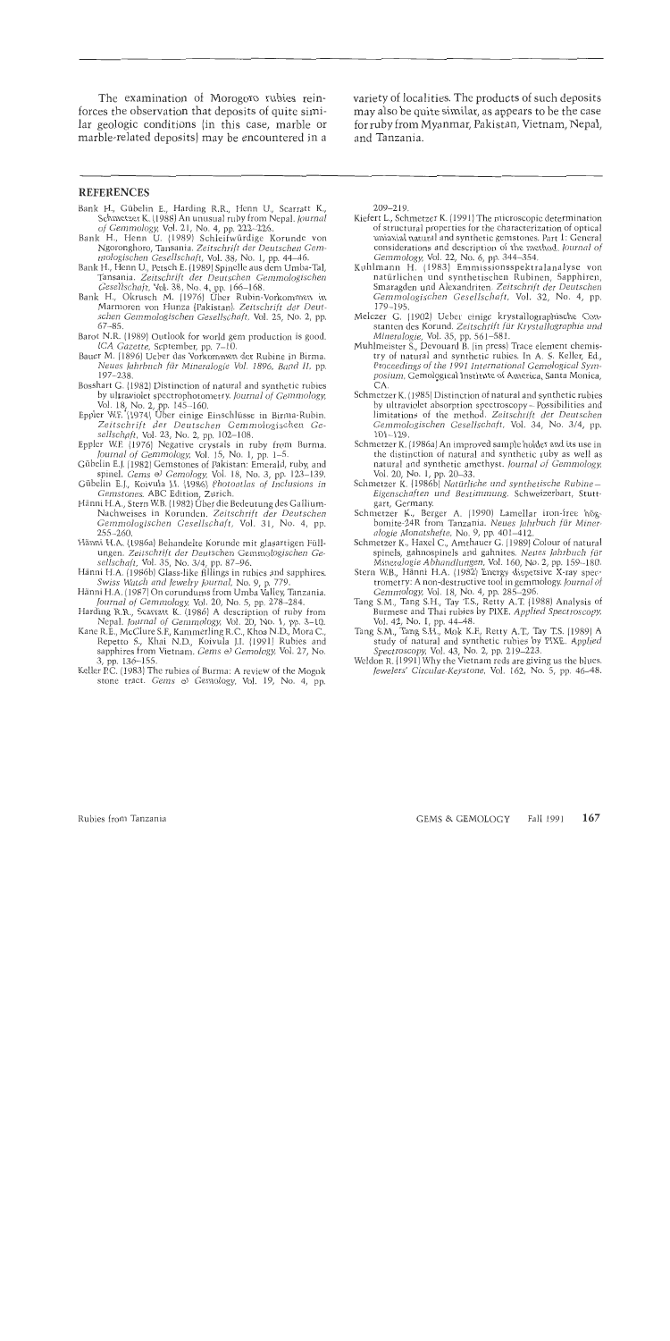The examination of Morogoro rubies reinforces the observation that deposits of quite similar geologic conditions (in this case, marble or marble-related deposits) may be encountered in a variety of localities. The products of such deposits may also be quite similar, as appears to be the case for ruby from Myanmar, Pakistan, Vietnam, Nepal, and Tanzania.

## REFERENCES

Bank H., Gübelin E., Harding R.R., Henn U., Scarratt K., Schmetzer K. (1988) An unusual ruby from Nepal. *Journal of Gemmology*, Vol. 21, No. 4, pp. 222–226.

Bank H., Henn U. (1989) Schleifwürdige Korunde von Ngoronghoro, Tansania. *Zeitschrift der Deutschen Gemmologischen Gesellschaft*, Vol. 38, No. 1, pp. 44–46.

Bank H., Henn U., Petsch E. (1989) Spinelle aus dem Umba-Tal, Tansania. *Zeitschrift der Deutschen Gemmologischen Gesellschaft*, Vol. 38, No. 4, pp. 166–168.

Bank H., Okrusch M. (1976) Über Rubin-Vorkommen im Marmoren von Hunza (Pakistan). *Zeitschrift der Deutschen Gemmologischen Gesellschaft*, Vol. 25, No. 2, pp. 67–85.

Barot N.R. (1989) Outlook for world gem production is good. *ICA Gazette*, September, pp. 7–10.

Bauer M. (1896) Ueber das Vorkommen der Rubine in Birma. *Neues Jahrbuch für Mineralogie Vol. 1896*, *Band II*, pp. 197–238.

Bosshart G. (1982) Distinction of natural and synthetic rubies by ultraviolet spectrophotometry. *Journal of Gemmology*, Vol. 18, No. 2, pp. 145–160.

Eppler W.F. (1974) Über einige Einschlüsse in Birma-Rubin. *Zeitschrift der Deutschen Gemmologischen Gesellschaft*, Vol. 23, No. 2, pp. 102–108.

Eppler W.F. (1976) Negative crystals in ruby from Burma. *Journal of Gemmology*, Vol. 15, No. 1, pp. 1–5.

Gübelin E.J. (1982) Gemstones of Pakistan: Emerald, ruby, and spinel. *Gems & Gemology*, Vol. 18, No. 3, pp. 123–139.

Gübelin E.J., Koivula J.I. (1986) *Photoatlas of Inclusions in Gemstones*. ABC Edition, Zurich.

Hänni H.A., Stern W.B. (1982) Über die Bedeutung des Gallium-Nachweises in Korunden. *Zeitschrift der Deutschen Gemmologischen Gesellschaft*, Vol. 31, No. 4, pp. 255–260.

Hänni H.A. (1986a) Behandelte Korunde mit glasartigen Füllungen. *Zeitschrift der Deutschen Gemmologischen Gesellschaft*, Vol. 35, No. 3/4, pp. 87–96.

Hänni H.A. (1986b) Glass-like fillings in rubies and sapphires. *Swiss Watch and Jewelry Journal*, No. 9, p. 779.

Hänni H.A. (1987) On corundums from Umba Valley, Tanzania. *Journal of Gemmology*, Vol. 20, No. 5, pp. 278–284.

Harding R.R., Scarratt K. (1986) A description of ruby from Nepal. *Journal of Gemmology*, Vol. 20, No. 1, pp. 3–10.

Kane R.E., McClure S.F., Kammerling R.C., Khoa N.D., Mora C., Repetto S., Khai N.D., Koivula J.I. (1991) Rubies and sapphires from Vietnam. *Gems & Gemology*, Vol. 27, No. 3, pp. 136–155.

Keller P.C. (1983) The rubies of Burma: A review of the Mogok stone tract. *Gems & Gemology*, Vol. 19, No. 4, pp. 209–219.

Kiefert L., Schmetzer K. (1991) The microscopic determination of structural properties for the characterization of optical uniaxial natural and synthetic gemstones. Part 1: General considerations and description of the method. *Journal of Gemmology*, Vol. 22, No. 6, pp. 344–354.

Kuhlmann H. (1983) Emmissionsspektralanalyse von natürlichen und synthetischen Rubinen, Sapphiren, Smaragden und Alexandriten. *Zeitschrift der Deutschen Gemmologischen Gesellschaft*, Vol. 32, No. 4, pp. 179–195.

Melczer G. (1902) Ueber einige krystallographische Constanten des Korund. *Zeitschrift für Krystallographie und Mineralogie*, Vol. 35, pp. 561–581.

Muhlmeister S., Devouard B. (in press) Trace element chemistry of natural and synthetic rubies. In A. S. Keller, Ed., *Proceedings of the 1991 International Gemological Symposium*, Gemological Institute of America, Santa Monica, CA.

Schmetzer K. (1985) Distinction of natural and synthetic rubies by ultraviolet absorption spectroscopy—Possibilities and limitations of the method. *Zeitschrift der Deutschen Gemmologischen Gesellschaft*, Vol. 34, No. 3/4, pp. 101–129.

Schmetzer K. (1986a) An improved sample holder and its use in the distinction of natural and synthetic ruby as well as natural and synthetic amethyst. *Journal of Gemmology*, Vol. 20, No. 1, pp. 20–33.

Schmetzer K. (1986b) *Natürliche und synthetische Rubine—Eigenschaften und Bestimmung*. Schweizerbart, Stuttgart, Germany.

Schmetzer K., Berger A. (1990) Lamellar iron-free högbomite-24R from Tanzania. *Neues Jahrbuch für Mineralogie Monatshefte*, No. 9, pp. 401–412.

Schmetzer K., Haxel C., Amthauer G. (1989) Colour of natural spinels, gahnospinels and gahnites. *Neues Jahrbuch für Mineralogie Abhandlungen*, Vol. 160, No. 2, pp. 159–180.

Stern W.B., Hänni H.A. (1982) Energy dispersive X-ray spectrometry: A non-destructive tool in gemmology. *Journal of Gemmology*, Vol. 18, No. 4, pp. 285–296.

Tang S.M., Tang S.H., Tay T.S., Retty A.T. (1988) Analysis of Burmese and Thai rubies by PIXE. *Applied Spectroscopy*, Vol. 42, No. 1, pp. 44–48.

Tang S.M., Tang S.H., Mok K.F., Retty A.T., Tay T.S. (1989) A study of natural and synthetic rubies by PIXE. *Applied Spectroscopy*, Vol. 43, No. 2, pp. 219–223.

Weldon R. (1991) Why the Vietnam reds are giving us the blues. *Jewelers' Circular-Keystone*, Vol. 162, No. 5, pp. 46–48.